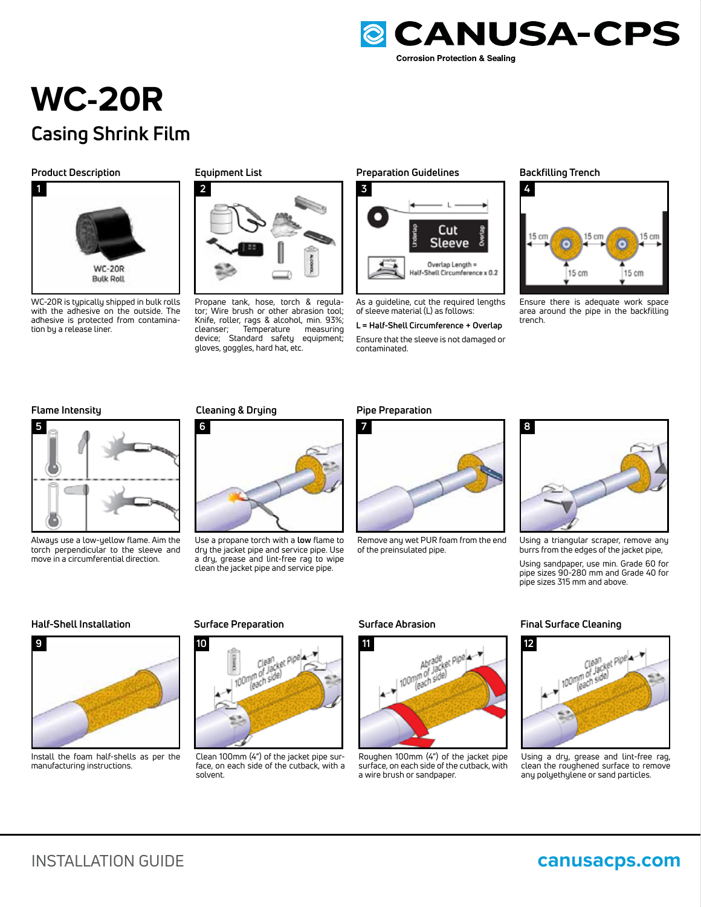# WC-20R

## Casing Shrink Film

### Product Description

1

WC-20R is typically shipped in bulk rolls with the adhesive on the outside. The adhesive is protected from contamination by a release liner.

### Equipment List

2

Propane tank, hose, torch & regulator; Wire brush or other abrasion tool; Knife, roller, rags & alcohol, min. 93%; cleanser; Temperature measuring device; Standard safety equipment; gloves, goggles, hard hat, etc.

### Preparation Guidelines

3

As a guideline, cut the required lengths of sleeve material (L) as follows:

**L = Half-Shell Circumference + Overlap**

Ensure that the sleeve is not damaged or contaminated.

### Backfilling Trench

4

Ensure there is adequate work space area around the pipe in the backfilling trench.

### Flame Intensity

5

Always use a low-yellow flame. Aim the torch perpendicular to the sleeve and move in a circumferential direction.

### Cleaning & Drying

6

Use a propane torch with a **low** flame to dry the jacket pipe and service pipe. Use a dry, grease and lint-free rag to wipe clean the jacket pipe and service pipe.

### Pipe Preparation

7

Remove any wet PUR foam from the end of the preinsulated pipe.

8

Using a triangular scraper, remove any burrs from the edges of the jacket pipe,

Using sandpaper, use min. Grade 60 for pipe sizes 90-280 mm and Grade 40 for pipe sizes 315 mm and above.

### Half-Shell Installation

9

Install the foam half-shells as per the manufacturing instructions.

### Surface Preparation

10

Clean 100mm (4") of the jacket pipe surface, on each side of the cutback, with a solvent.

### Surface Abrasion

11

Roughen 100mm (4") of the jacket pipe surface, on each side of the cutback, with a wire brush or sandpaper.

### Final Surface Cleaning

12

Using a dry, grease and lint-free rag, clean the roughened surface to remove any polyethylene or sand particles.

INSTALLATION GUIDE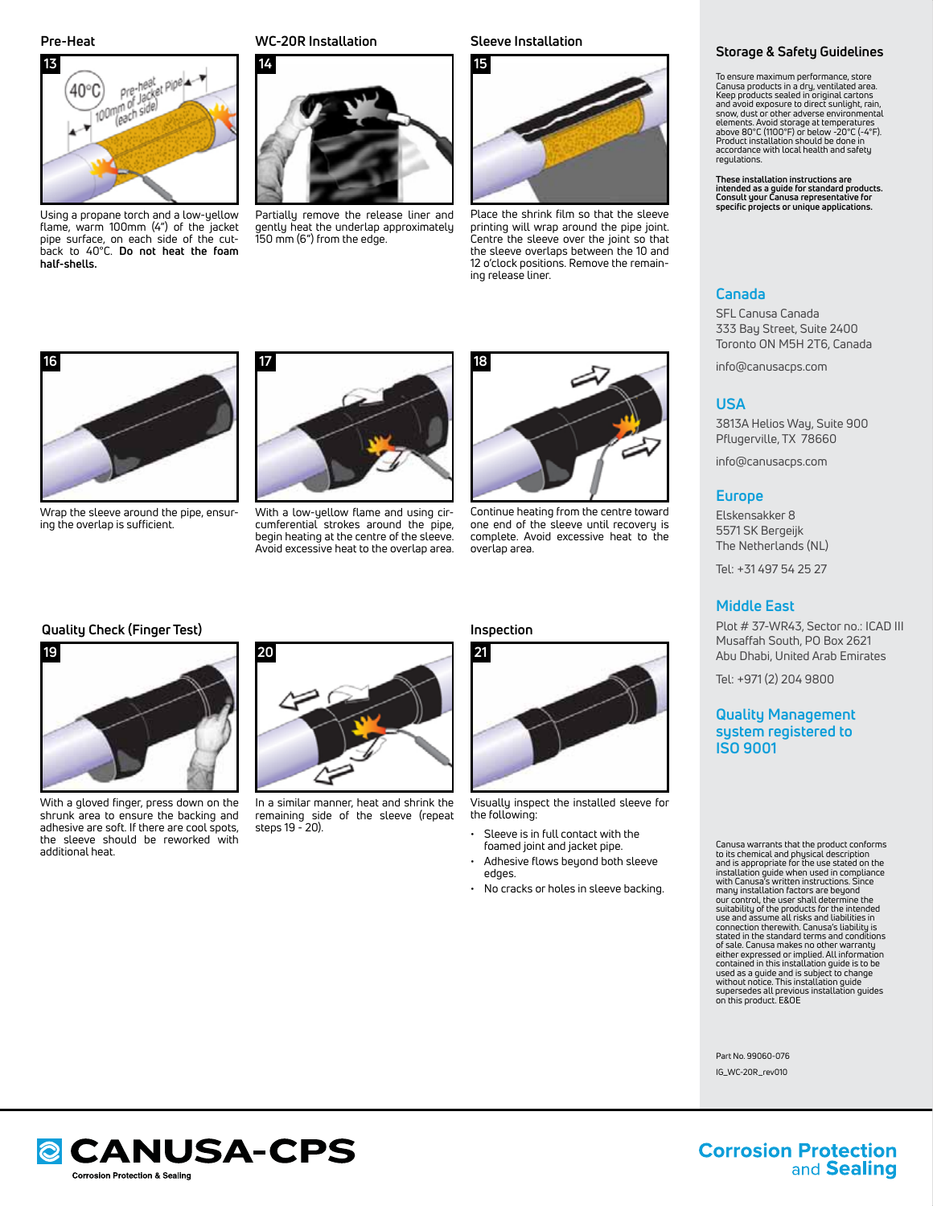## Pre-Heat

13

Using a propane torch and a low-yellow flame, warm 100mm (4") of the jacket pipe surface, on each side of the cut-back to 40°C. **Do not heat the foam half-shells.**

## WC-20R Installation

14

Partially remove the release liner and gently heat the underlap approximately 150 mm (6") from the edge.

## Sleeve Installation

15

Place the shrink film so that the sleeve printing will wrap around the pipe joint. Centre the sleeve over the joint so that the sleeve overlaps between the 10 and 12 o'clock positions. Remove the remaining release liner.

16

Wrap the sleeve around the pipe, ensuring the overlap is sufficient.

17

With a low-yellow flame and using circumferential strokes around the pipe, begin heating at the centre of the sleeve. Avoid excessive heat to the overlap area.

18

Continue heating from the centre toward one end of the sleeve until recovery is complete. Avoid excessive heat to the overlap area.

## Quality Check (Finger Test)

19

With a gloved finger, press down on the shrunk area to ensure the backing and adhesive are soft. If there are cool spots, the sleeve should be reworked with additional heat.

20

In a similar manner, heat and shrink the remaining side of the sleeve (repeat steps 19 - 20).

## Inspection

21

Visually inspect the installed sleeve for the following:

- Sleeve is in full contact with the foamed joint and jacket pipe.
- Adhesive flows beyond both sleeve edges.
- No cracks or holes in sleeve backing.

## Storage & Safety Guidelines

To ensure maximum performance, store Canusa products in a dry, ventilated area. Keep products sealed in original cartons and avoid exposure to direct sunlight, rain, snow, dust or other adverse environmental elements. Avoid storage at temperatures above 80°C (1100°F) or below -20°C (-4°F). Product installation should be done in accordance with local health and safety regulations.

**These installation instructions are intended as a guide for standard products. Consult your Canusa representative for specific projects or unique applications.**

### Canada

SFL Canusa Canada
333 Bay Street, Suite 2400
Toronto ON M5H 2T6, Canada

info@canusacps.com

### USA

3813A Helios Way, Suite 900
Pflugerville, TX 78660

info@canusacps.com

### Europe

Elskensakker 8
5571 SK Bergeijk
The Netherlands (NL)

Tel: +31 497 54 25 27

### Middle East

Plot # 37-WR43, Sector no.: ICAD III
Musaffah South, PO Box 2621
Abu Dhabi, United Arab Emirates

Tel: +971 (2) 204 9800

### Quality Management system registered to ISO 9001

Canusa warrants that the product conforms to its chemical and physical description and is appropriate for the use stated on the installation guide when used in compliance with Canusa's written instructions. Since many installation factors are beyond our control, the user shall determine the suitability of the products for the intended use and assume all risks and liabilities in connection therewith. Canusa's liability is stated in the standard terms and conditions of sale. Canusa makes no other warranty either expressed or implied. All information contained in this installation guide is to be used as a guide and is subject to change without notice. This installation guide supersedes all previous installation guides on this product. E&OE

Part No. 99060-076
IG_WC-20R_rev010

CANUSA-CPS
Corrosion Protection & Sealing

Corrosion Protection and Sealing